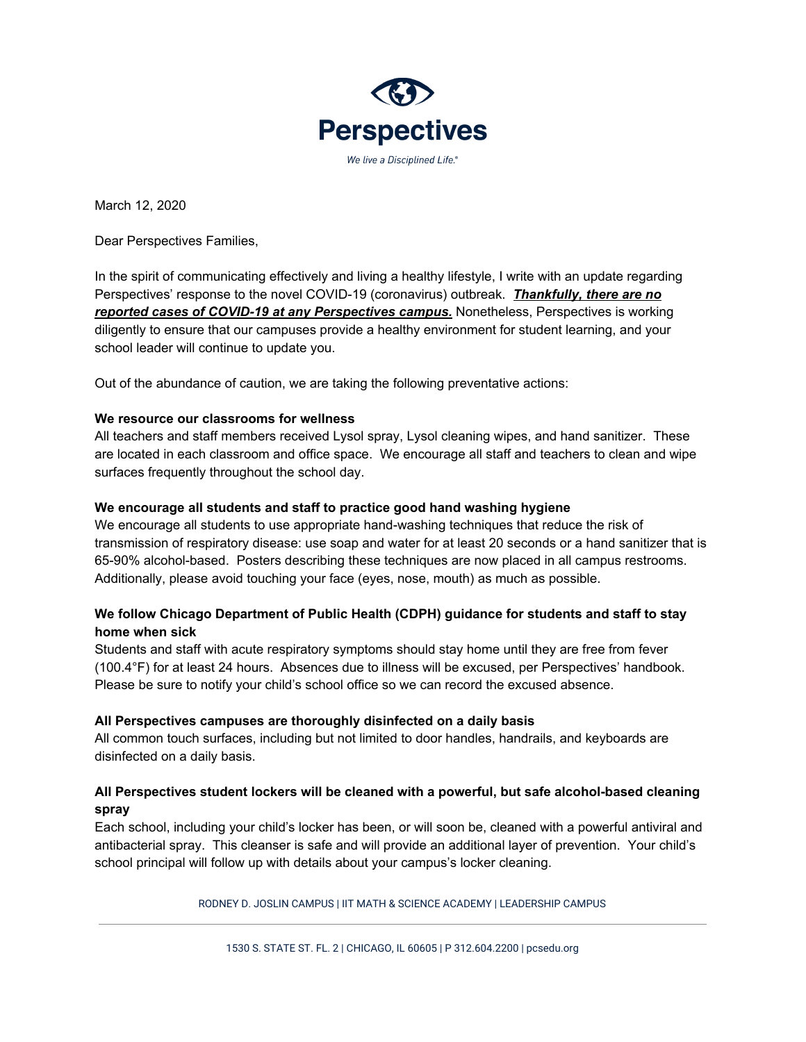# Perspectives

*We live a Disciplined Life.®*

March 12, 2020

Dear Perspectives Families,

In the spirit of communicating effectively and living a healthy lifestyle, I write with an update regarding Perspectives' response to the novel COVID-19 (coronavirus) outbreak. ***Thankfully, there are no reported cases of COVID-19 at any Perspectives campus.*** Nonetheless, Perspectives is working diligently to ensure that our campuses provide a healthy environment for student learning, and your school leader will continue to update you.

Out of the abundance of caution, we are taking the following preventative actions:

**We resource our classrooms for wellness**

All teachers and staff members received Lysol spray, Lysol cleaning wipes, and hand sanitizer. These are located in each classroom and office space. We encourage all staff and teachers to clean and wipe surfaces frequently throughout the school day.

**We encourage all students and staff to practice good hand washing hygiene**

We encourage all students to use appropriate hand-washing techniques that reduce the risk of transmission of respiratory disease: use soap and water for at least 20 seconds or a hand sanitizer that is 65-90% alcohol-based. Posters describing these techniques are now placed in all campus restrooms. Additionally, please avoid touching your face (eyes, nose, mouth) as much as possible.

**We follow Chicago Department of Public Health (CDPH) guidance for students and staff to stay home when sick**

Students and staff with acute respiratory symptoms should stay home until they are free from fever (100.4°F) for at least 24 hours. Absences due to illness will be excused, per Perspectives' handbook. Please be sure to notify your child's school office so we can record the excused absence.

**All Perspectives campuses are thoroughly disinfected on a daily basis**

All common touch surfaces, including but not limited to door handles, handrails, and keyboards are disinfected on a daily basis.

**All Perspectives student lockers will be cleaned with a powerful, but safe alcohol-based cleaning spray**

Each school, including your child's locker has been, or will soon be, cleaned with a powerful antiviral and antibacterial spray. This cleanser is safe and will provide an additional layer of prevention. Your child's school principal will follow up with details about your campus's locker cleaning.

RODNEY D. JOSLIN CAMPUS | IIT MATH & SCIENCE ACADEMY | LEADERSHIP CAMPUS

1530 S. STATE ST. FL. 2 | CHICAGO, IL 60605 | P 312.604.2200 | pcsedu.org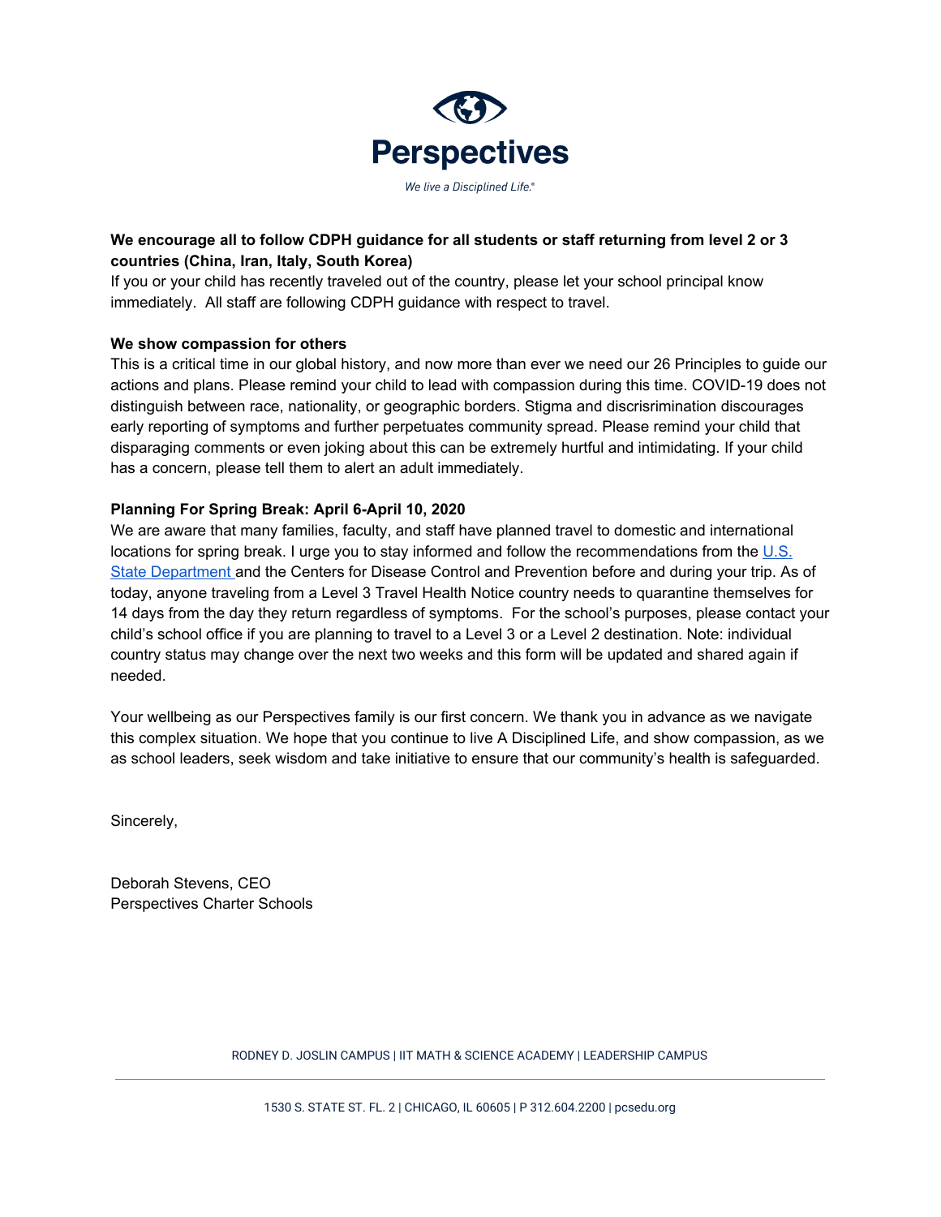**We encourage all to follow CDPH guidance for all students or staff returning from level 2 or 3 countries (China, Iran, Italy, South Korea)**

If you or your child has recently traveled out of the country, please let your school principal know immediately. All staff are following CDPH guidance with respect to travel.

**We show compassion for others**

This is a critical time in our global history, and now more than ever we need our 26 Principles to guide our actions and plans. Please remind your child to lead with compassion during this time. COVID-19 does not distinguish between race, nationality, or geographic borders. Stigma and discrisrimination discourages early reporting of symptoms and further perpetuates community spread. Please remind your child that disparaging comments or even joking about this can be extremely hurtful and intimidating. If your child has a concern, please tell them to alert an adult immediately.

**Planning For Spring Break: April 6-April 10, 2020**

We are aware that many families, faculty, and staff have planned travel to domestic and international locations for spring break. I urge you to stay informed and follow the recommendations from the U.S. State Department and the Centers for Disease Control and Prevention before and during your trip. As of today, anyone traveling from a Level 3 Travel Health Notice country needs to quarantine themselves for 14 days from the day they return regardless of symptoms. For the school's purposes, please contact your child's school office if you are planning to travel to a Level 3 or a Level 2 destination. Note: individual country status may change over the next two weeks and this form will be updated and shared again if needed.

Your wellbeing as our Perspectives family is our first concern. We thank you in advance as we navigate this complex situation. We hope that you continue to live A Disciplined Life, and show compassion, as we as school leaders, seek wisdom and take initiative to ensure that our community's health is safeguarded.

Sincerely,

Deborah Stevens, CEO
Perspectives Charter Schools